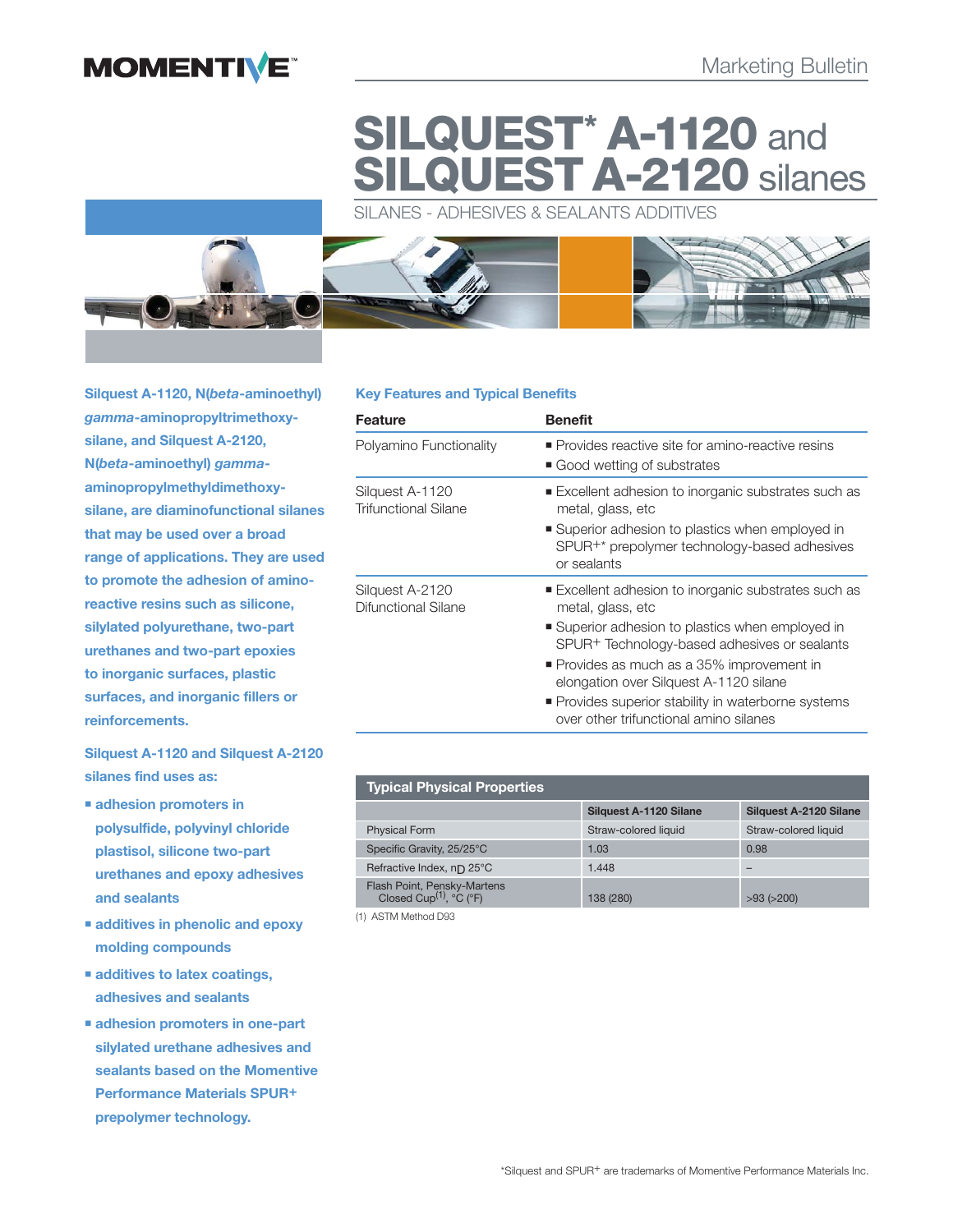MOMENTIVE™

Marketing Bulletin

# SILQUEST* A-1120 and SILQUEST A-2120 silanes

SILANES - ADHESIVES & SEALANTS ADDITIVES

**Silquest A-1120, N(*beta*-aminoethyl) *gamma*-aminopropyltrimethoxy-silane, and Silquest A-2120, N(*beta*-aminoethyl) *gamma*-aminopropylmethyldimethoxy-silane, are diaminofunctional silanes that may be used over a broad range of applications. They are used to promote the adhesion of amino-reactive resins such as silicone, silylated polyurethane, two-part urethanes and two-part epoxies to inorganic surfaces, plastic surfaces, and inorganic fillers or reinforcements.**

**Silquest A-1120 and Silquest A-2120 silanes find uses as:**

- **adhesion promoters in polysulfide, polyvinyl chloride plastisol, silicone two-part urethanes and epoxy adhesives and sealants**
- **additives in phenolic and epoxy molding compounds**
- **additives to latex coatings, adhesives and sealants**
- **adhesion promoters in one-part silylated urethane adhesives and sealants based on the Momentive Performance Materials SPUR+ prepolymer technology.**

## Key Features and Typical Benefits

| Feature | Benefit |
|---|---|
| Polyamino Functionality | ■ Provides reactive site for amino-reactive resins<br>■ Good wetting of substrates |
| Silquest A-1120 Trifunctional Silane | ■ Excellent adhesion to inorganic substrates such as metal, glass, etc<br>■ Superior adhesion to plastics when employed in SPUR+* prepolymer technology-based adhesives or sealants |
| Silquest A-2120 Difunctional Silane | ■ Excellent adhesion to inorganic substrates such as metal, glass, etc<br>■ Superior adhesion to plastics when employed in SPUR+ Technology-based adhesives or sealants<br>■ Provides as much as a 35% improvement in elongation over Silquest A-1120 silane<br>■ Provides superior stability in waterborne systems over other trifunctional amino silanes |

## Typical Physical Properties

| | Silquest A-1120 Silane | Silquest A-2120 Silane |
|---|---|---|
| Physical Form | Straw-colored liquid | Straw-colored liquid |
| Specific Gravity, 25/25°C | 1.03 | 0.98 |
| Refractive Index, $n_D$ 25°C | 1.448 | – |
| Flash Point, Pensky-Martens Closed Cup[1], °C (°F) | 138 (280) | >93 (>200) |

(1) ASTM Method D93

*Silquest and SPUR+ are trademarks of Momentive Performance Materials Inc.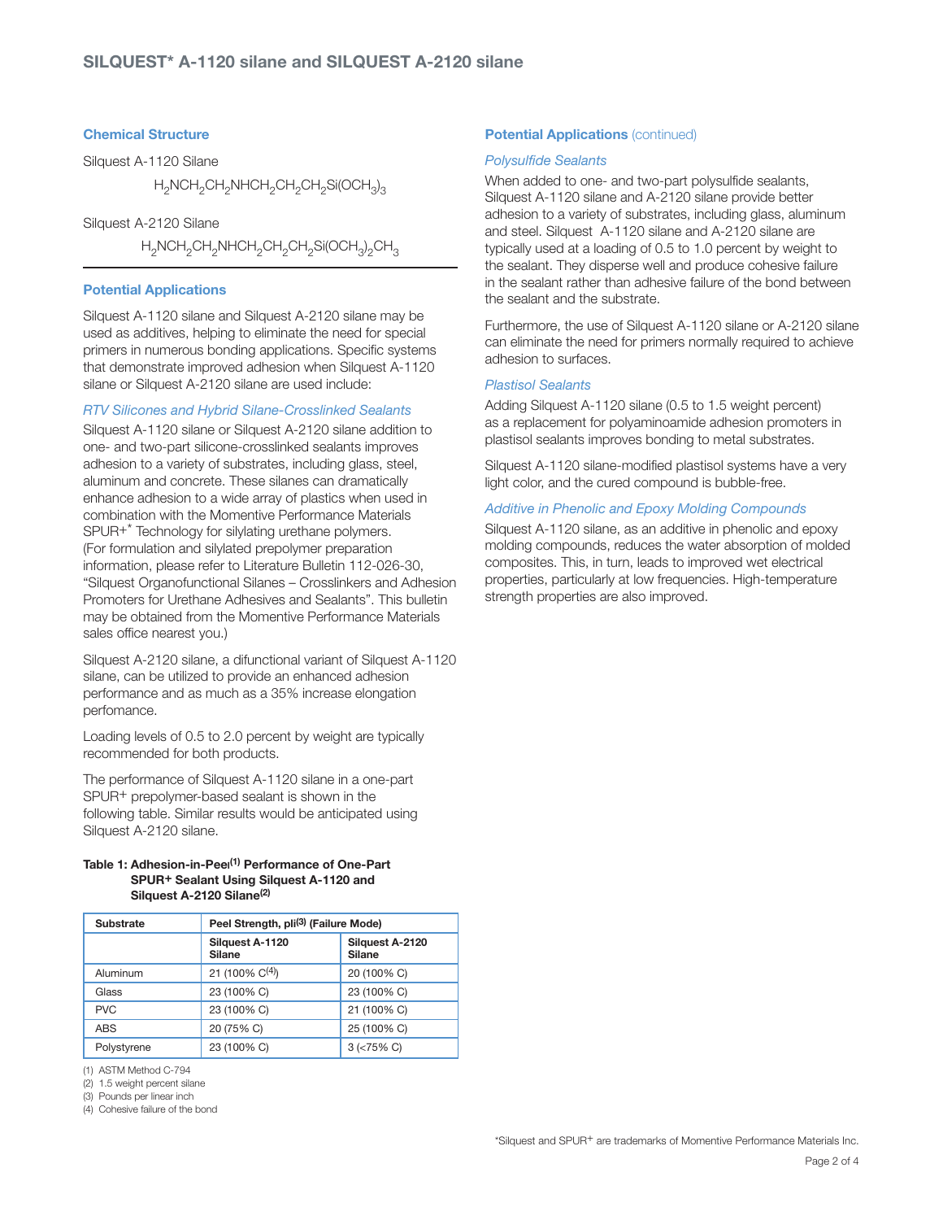## Chemical Structure

Silquest A-1120 Silane

$H_2NCH_2CH_2NHCH_2CH_2CH_2Si(OCH_3)_3$

Silquest A-2120 Silane

$H_2NCH_2CH_2NHCH_2CH_2CH_2Si(OCH_3)_2CH_3$

## Potential Applications

Silquest A-1120 silane and Silquest A-2120 silane may be used as additives, helping to eliminate the need for special primers in numerous bonding applications. Specific systems that demonstrate improved adhesion when Silquest A-1120 silane or Silquest A-2120 silane are used include:

### *RTV Silicones and Hybrid Silane-Crosslinked Sealants*

Silquest A-1120 silane or Silquest A-2120 silane addition to one- and two-part silicone-crosslinked sealants improves adhesion to a variety of substrates, including glass, steel, aluminum and concrete. These silanes can dramatically enhance adhesion to a wide array of plastics when used in combination with the Momentive Performance Materials SPUR+* Technology for silylating urethane polymers. (For formulation and silylated prepolymer preparation information, please refer to Literature Bulletin 112-026-30, "Silquest Organofunctional Silanes – Crosslinkers and Adhesion Promoters for Urethane Adhesives and Sealants". This bulletin may be obtained from the Momentive Performance Materials sales office nearest you.)

Silquest A-2120 silane, a difunctional variant of Silquest A-1120 silane, can be utilized to provide an enhanced adhesion performance and as much as a 35% increase elongation perfomance.

Loading levels of 0.5 to 2.0 percent by weight are typically recommended for both products.

The performance of Silquest A-1120 silane in a one-part SPUR+ prepolymer-based sealant is shown in the following table. Similar results would be anticipated using Silquest A-2120 silane.

**Table 1: Adhesion-in-Peel[1] Performance of One-Part SPUR+ Sealant Using Silquest A-1120 and Silquest A-2120 Silane[2]**

| Substrate | Peel Strength, pli[3] (Failure Mode) | |
|---|---|---|
| | Silquest A-1120 Silane | Silquest A-2120 Silane |
| Aluminum | 21 (100% C[4]) | 20 (100% C) |
| Glass | 23 (100% C) | 23 (100% C) |
| PVC | 23 (100% C) | 21 (100% C) |
| ABS | 20 (75% C) | 25 (100% C) |
| Polystyrene | 23 (100% C) | 3 (<75% C) |

(1) ASTM Method C-794
(2) 1.5 weight percent silane
(3) Pounds per linear inch
(4) Cohesive failure of the bond

## Potential Applications (continued)

### *Polysulfide Sealants*

When added to one- and two-part polysulfide sealants, Silquest A-1120 silane and A-2120 silane provide better adhesion to a variety of substrates, including glass, aluminum and steel. Silquest A-1120 silane and A-2120 silane are typically used at a loading of 0.5 to 1.0 percent by weight to the sealant. They disperse well and produce cohesive failure in the sealant rather than adhesive failure of the bond between the sealant and the substrate.

Furthermore, the use of Silquest A-1120 silane or A-2120 silane can eliminate the need for primers normally required to achieve adhesion to surfaces.

### *Plastisol Sealants*

Adding Silquest A-1120 silane (0.5 to 1.5 weight percent) as a replacement for polyaminoamide adhesion promoters in plastisol sealants improves bonding to metal substrates.

Silquest A-1120 silane-modified plastisol systems have a very light color, and the cured compound is bubble-free.

### *Additive in Phenolic and Epoxy Molding Compounds*

Silquest A-1120 silane, as an additive in phenolic and epoxy molding compounds, reduces the water absorption of molded composites. This, in turn, leads to improved wet electrical properties, particularly at low frequencies. High-temperature strength properties are also improved.

*Silquest and SPUR+ are trademarks of Momentive Performance Materials Inc.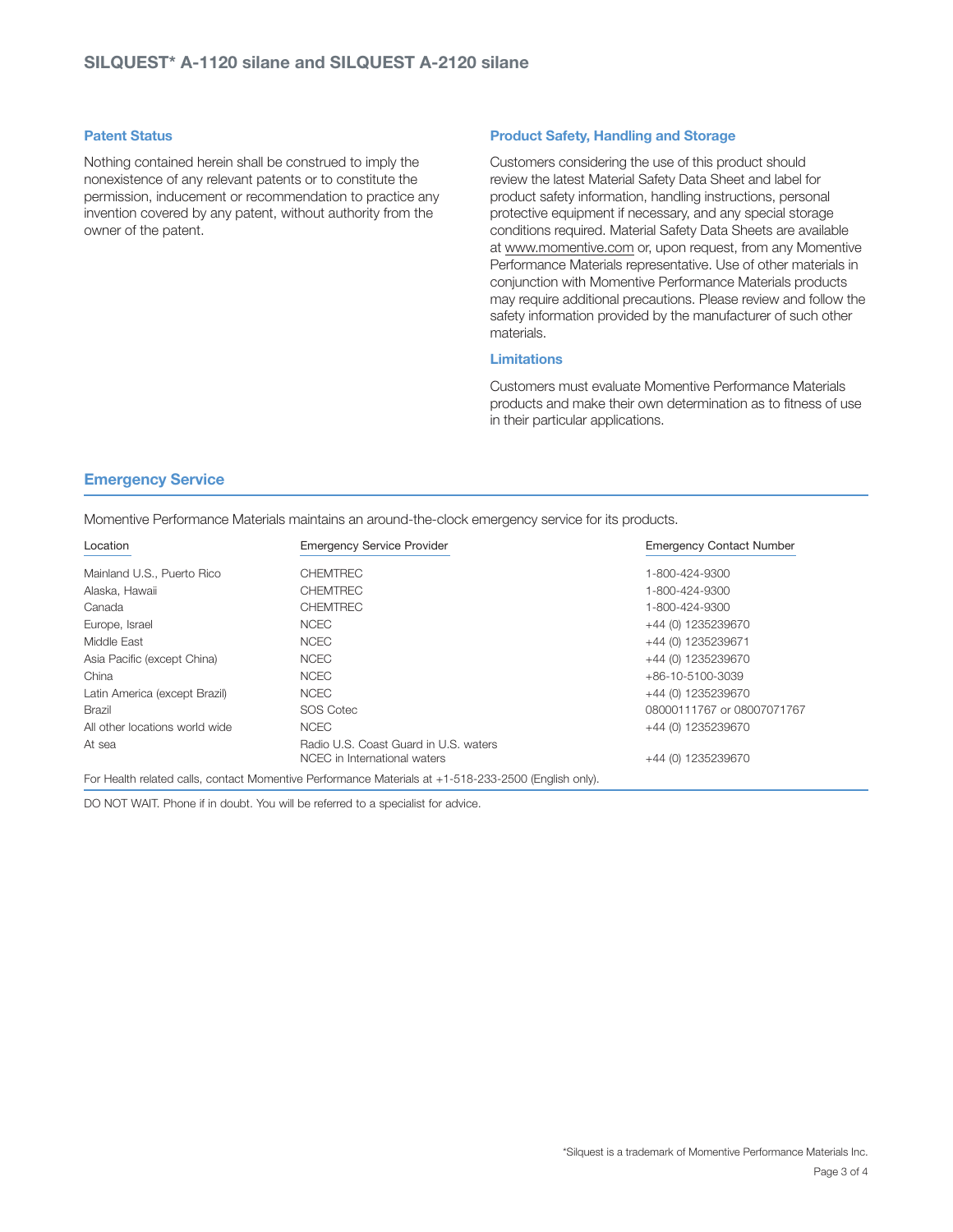### Patent Status

Nothing contained herein shall be construed to imply the nonexistence of any relevant patents or to constitute the permission, inducement or recommendation to practice any invention covered by any patent, without authority from the owner of the patent.

### Product Safety, Handling and Storage

Customers considering the use of this product should review the latest Material Safety Data Sheet and label for product safety information, handling instructions, personal protective equipment if necessary, and any special storage conditions required. Material Safety Data Sheets are available at www.momentive.com or, upon request, from any Momentive Performance Materials representative. Use of other materials in conjunction with Momentive Performance Materials products may require additional precautions. Please review and follow the safety information provided by the manufacturer of such other materials.

### Limitations

Customers must evaluate Momentive Performance Materials products and make their own determination as to fitness of use in their particular applications.

## Emergency Service

Momentive Performance Materials maintains an around-the-clock emergency service for its products.

| Location | Emergency Service Provider | Emergency Contact Number |
|---|---|---|
| Mainland U.S., Puerto Rico | CHEMTREC | 1-800-424-9300 |
| Alaska, Hawaii | CHEMTREC | 1-800-424-9300 |
| Canada | CHEMTREC | 1-800-424-9300 |
| Europe, Israel | NCEC | +44 (0) 1235239670 |
| Middle East | NCEC | +44 (0) 1235239671 |
| Asia Pacific (except China) | NCEC | +44 (0) 1235239670 |
| China | NCEC | +86-10-5100-3039 |
| Latin America (except Brazil) | NCEC | +44 (0) 1235239670 |
| Brazil | SOS Cotec | 08000111767 or 08007071767 |
| All other locations world wide | NCEC | +44 (0) 1235239670 |
| At sea | Radio U.S. Coast Guard in U.S. waters | |
| | NCEC in International waters | +44 (0) 1235239670 |

For Health related calls, contact Momentive Performance Materials at +1-518-233-2500 (English only).

DO NOT WAIT. Phone if in doubt. You will be referred to a specialist for advice.

*Silquest is a trademark of Momentive Performance Materials Inc.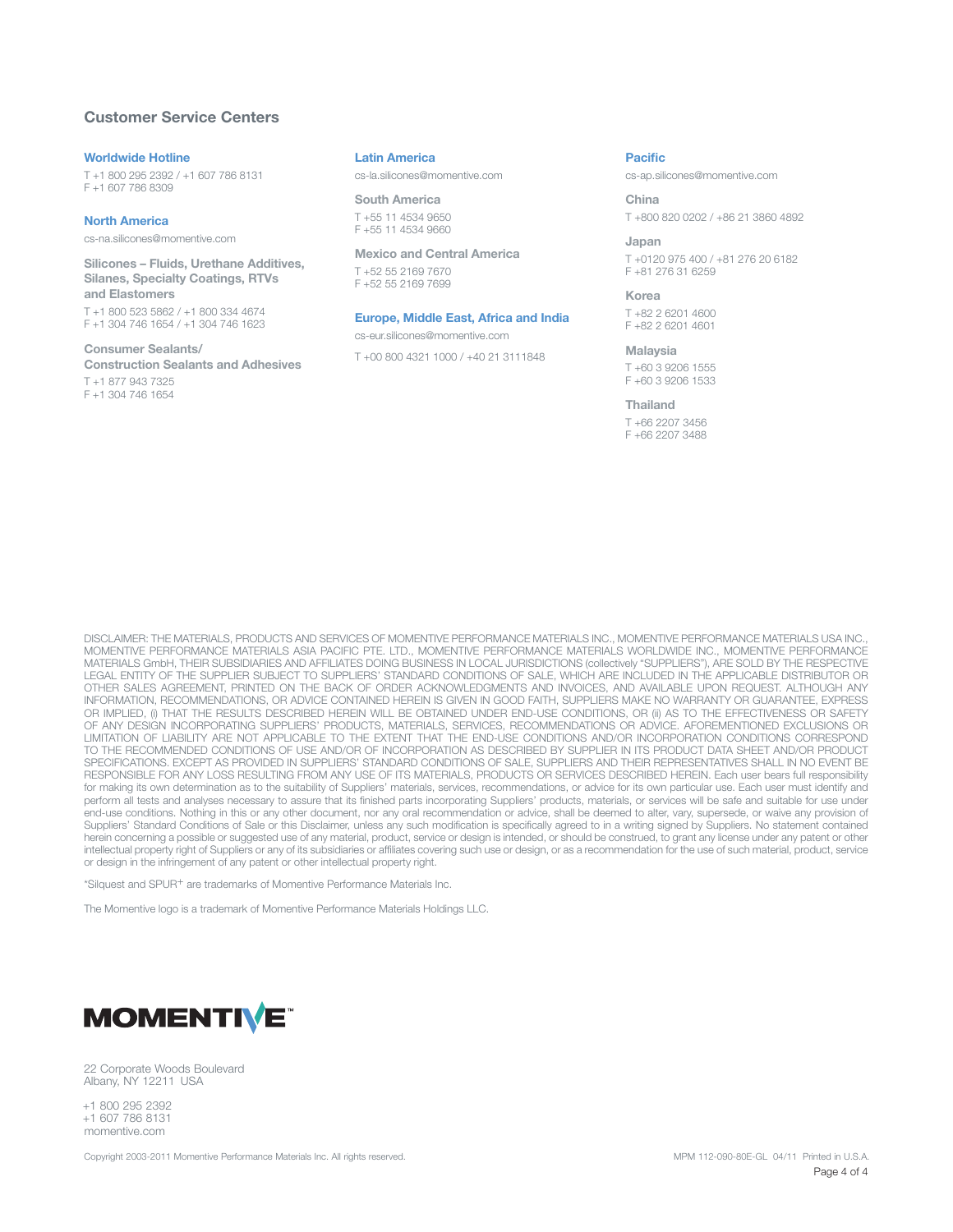## Customer Service Centers

### Worldwide Hotline

T +1 800 295 2392 / +1 607 786 8131
F +1 607 786 8309

### North America

cs-na.silicones@momentive.com

**Silicones – Fluids, Urethane Additives, Silanes, Specialty Coatings, RTVs and Elastomers**

T +1 800 523 5862 / +1 800 334 4674
F +1 304 746 1654 / +1 304 746 1623

**Consumer Sealants/ Construction Sealants and Adhesives**

T +1 877 943 7325
F +1 304 746 1654

### Latin America

cs-la.silicones@momentive.com

**South America**

T +55 11 4534 9650
F +55 11 4534 9660

**Mexico and Central America**

T +52 55 2169 7670
F +52 55 2169 7699

### Europe, Middle East, Africa and India

cs-eur.silicones@momentive.com

T +00 800 4321 1000 / +40 21 3111848

### Pacific

cs-ap.silicones@momentive.com

**China**

T +800 820 0202 / +86 21 3860 4892

**Japan**

T +0120 975 400 / +81 276 20 6182
F +81 276 31 6259

**Korea**

T +82 2 6201 4600
F +82 2 6201 4601

**Malaysia**

T +60 3 9206 1555
F +60 3 9206 1533

**Thailand**

T +66 2207 3456
F +66 2207 3488

DISCLAIMER: THE MATERIALS, PRODUCTS AND SERVICES OF MOMENTIVE PERFORMANCE MATERIALS INC., MOMENTIVE PERFORMANCE MATERIALS USA INC., MOMENTIVE PERFORMANCE MATERIALS ASIA PACIFIC PTE. LTD., MOMENTIVE PERFORMANCE MATERIALS WORLDWIDE INC., MOMENTIVE PERFORMANCE MATERIALS GmbH, THEIR SUBSIDIARIES AND AFFILIATES DOING BUSINESS IN LOCAL JURISDICTIONS (collectively "SUPPLIERS"), ARE SOLD BY THE RESPECTIVE LEGAL ENTITY OF THE SUPPLIER SUBJECT TO SUPPLIERS' STANDARD CONDITIONS OF SALE, WHICH ARE INCLUDED IN THE APPLICABLE DISTRIBUTOR OR OTHER SALES AGREEMENT, PRINTED ON THE BACK OF ORDER ACKNOWLEDGMENTS AND INVOICES, AND AVAILABLE UPON REQUEST. ALTHOUGH ANY INFORMATION, RECOMMENDATIONS, OR ADVICE CONTAINED HEREIN IS GIVEN IN GOOD FAITH, SUPPLIERS MAKE NO WARRANTY OR GUARANTEE, EXPRESS OR IMPLIED, (i) THAT THE RESULTS DESCRIBED HEREIN WILL BE OBTAINED UNDER END-USE CONDITIONS, OR (ii) AS TO THE EFFECTIVENESS OR SAFETY OF ANY DESIGN INCORPORATING SUPPLIERS' PRODUCTS, MATERIALS, SERVICES, RECOMMENDATIONS OR ADVICE. AFOREMENTIONED EXCLUSIONS OR LIMITATION OF LIABILITY ARE NOT APPLICABLE TO THE EXTENT THAT THE END-USE CONDITIONS AND/OR INCORPORATION CONDITIONS CORRESPOND TO THE RECOMMENDED CONDITIONS OF USE AND/OR OF INCORPORATION AS DESCRIBED BY SUPPLIER IN ITS PRODUCT DATA SHEET AND/OR PRODUCT SPECIFICATIONS. EXCEPT AS PROVIDED IN SUPPLIERS' STANDARD CONDITIONS OF SALE, SUPPLIERS AND THEIR REPRESENTATIVES SHALL IN NO EVENT BE RESPONSIBLE FOR ANY LOSS RESULTING FROM ANY USE OF ITS MATERIALS, PRODUCTS OR SERVICES DESCRIBED HEREIN. Each user bears full responsibility for making its own determination as to the suitability of Suppliers' materials, services, recommendations, or advice for its own particular use. Each user must identify and perform all tests and analyses necessary to assure that its finished parts incorporating Suppliers' products, materials, or services will be safe and suitable for use under end-use conditions. Nothing in this or any other document, nor any oral recommendation or advice, shall be deemed to alter, vary, supersede, or waive any provision of Suppliers' Standard Conditions of Sale or this Disclaimer, unless any such modification is specifically agreed to in a writing signed by Suppliers. No statement contained herein concerning a possible or suggested use of any material, product, service or design is intended, or should be construed, to grant any license under any patent or other intellectual property right of Suppliers or any of its subsidiaries or affiliates covering such use or design, or as a recommendation for the use of such material, product, service or design in the infringement of any patent or other intellectual property right.

*Silquest and SPUR+ are trademarks of Momentive Performance Materials Inc.

The Momentive logo is a trademark of Momentive Performance Materials Holdings LLC.

MOMENTIVE™

22 Corporate Woods Boulevard
Albany, NY 12211 USA

+1 800 295 2392
+1 607 786 8131
momentive.com

Copyright 2003-2011 Momentive Performance Materials Inc. All rights reserved.

MPM 112-090-80E-GL 04/11 Printed in U.S.A.